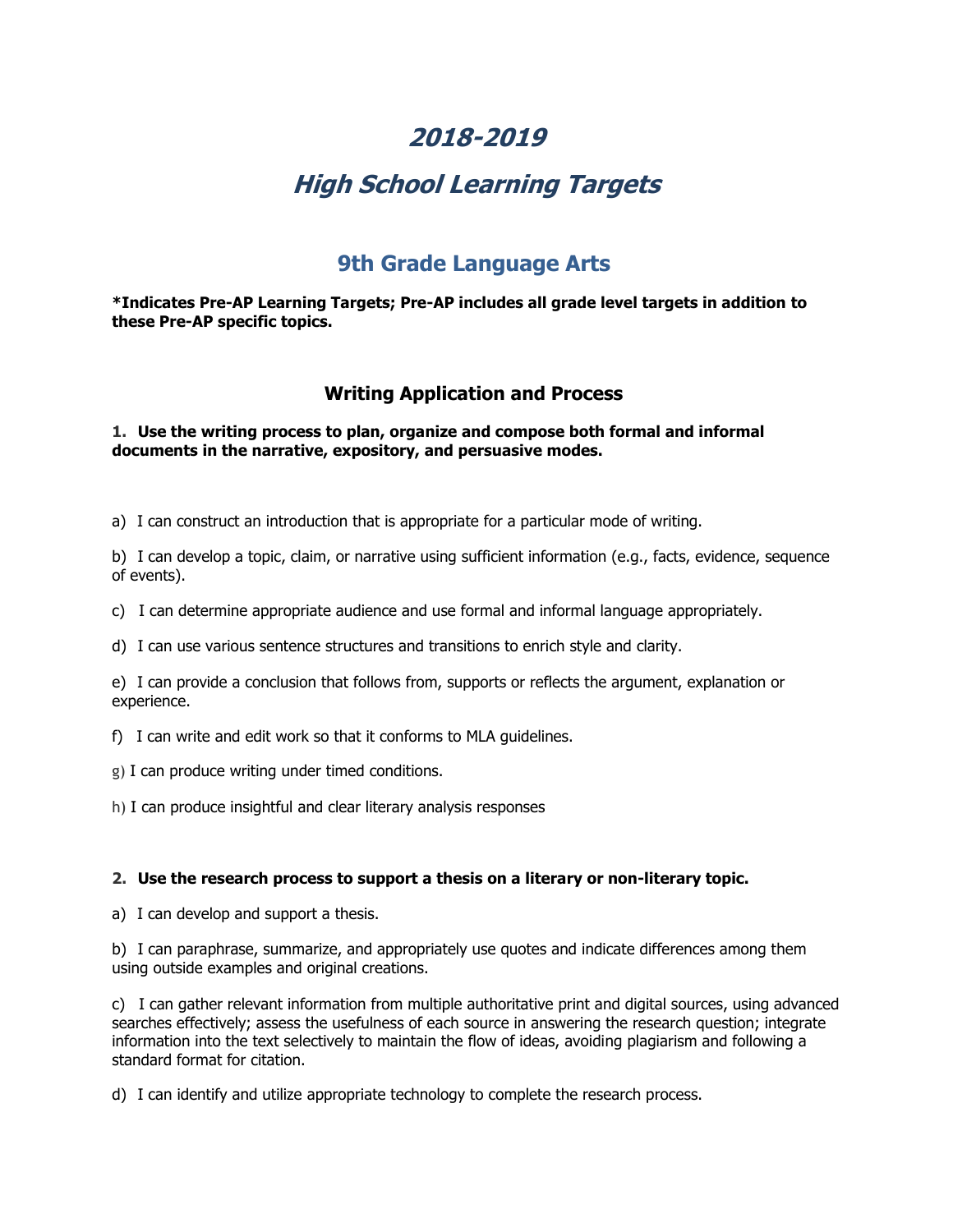# *2018-2019*

# *High School Learning Targets*

## 9th Grade Language Arts

**\*Indicates Pre-AP Learning Targets; Pre-AP includes all grade level targets in addition to these Pre-AP specific topics.**

### Writing Application and Process

**1. Use the writing process to plan, organize and compose both formal and informal documents in the narrative, expository, and persuasive modes.**

a) I can construct an introduction that is appropriate for a particular mode of writing.

b) I can develop a topic, claim, or narrative using sufficient information (e.g., facts, evidence, sequence of events).

c) I can determine appropriate audience and use formal and informal language appropriately.

d) I can use various sentence structures and transitions to enrich style and clarity.

e) I can provide a conclusion that follows from, supports or reflects the argument, explanation or experience.

f) I can write and edit work so that it conforms to MLA guidelines.

g) I can produce writing under timed conditions.

h) I can produce insightful and clear literary analysis responses

**2. Use the research process to support a thesis on a literary or non-literary topic.**

a) I can develop and support a thesis.

b) I can paraphrase, summarize, and appropriately use quotes and indicate differences among them using outside examples and original creations.

c) I can gather relevant information from multiple authoritative print and digital sources, using advanced searches effectively; assess the usefulness of each source in answering the research question; integrate information into the text selectively to maintain the flow of ideas, avoiding plagiarism and following a standard format for citation.

d) I can identify and utilize appropriate technology to complete the research process.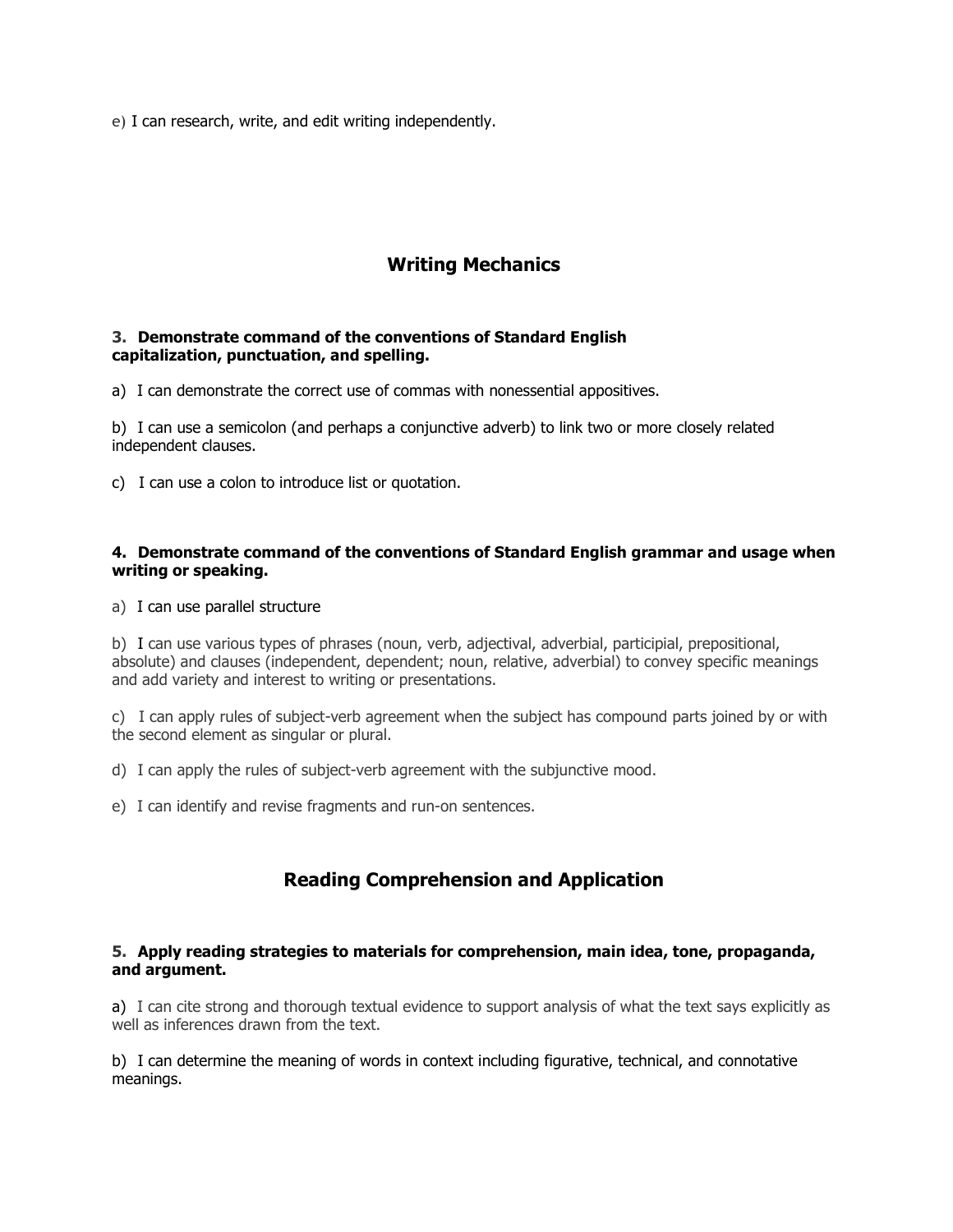e) I can research, write, and edit writing independently.

## Writing Mechanics

**3. Demonstrate command of the conventions of Standard English capitalization, punctuation, and spelling.**

a) I can demonstrate the correct use of commas with nonessential appositives.

b) I can use a semicolon (and perhaps a conjunctive adverb) to link two or more closely related independent clauses.

c) I can use a colon to introduce list or quotation.

**4. Demonstrate command of the conventions of Standard English grammar and usage when writing or speaking.**

a) I can use parallel structure

b) I can use various types of phrases (noun, verb, adjectival, adverbial, participial, prepositional, absolute) and clauses (independent, dependent; noun, relative, adverbial) to convey specific meanings and add variety and interest to writing or presentations.

c) I can apply rules of subject-verb agreement when the subject has compound parts joined by or with the second element as singular or plural.

d) I can apply the rules of subject-verb agreement with the subjunctive mood.

e) I can identify and revise fragments and run-on sentences.

## Reading Comprehension and Application

**5. Apply reading strategies to materials for comprehension, main idea, tone, propaganda, and argument.**

a) I can cite strong and thorough textual evidence to support analysis of what the text says explicitly as well as inferences drawn from the text.

b) I can determine the meaning of words in context including figurative, technical, and connotative meanings.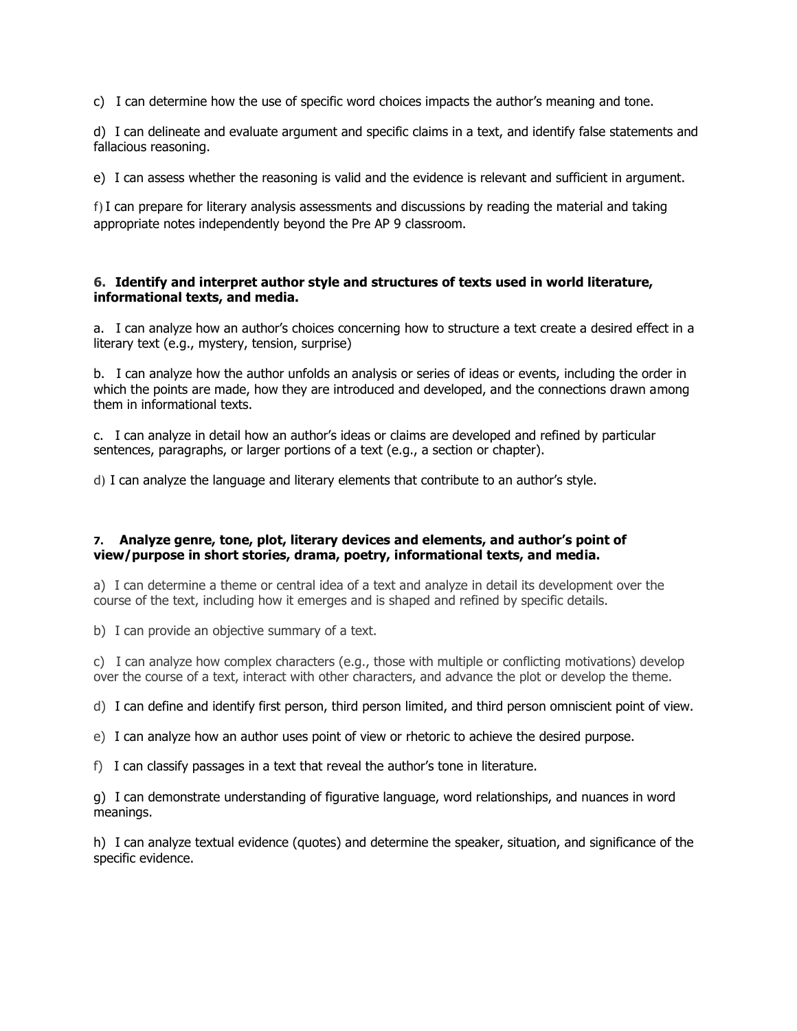c) I can determine how the use of specific word choices impacts the author's meaning and tone.

d) I can delineate and evaluate argument and specific claims in a text, and identify false statements and fallacious reasoning.

e) I can assess whether the reasoning is valid and the evidence is relevant and sufficient in argument.

f) I can prepare for literary analysis assessments and discussions by reading the material and taking appropriate notes independently beyond the Pre AP 9 classroom.

**6. Identify and interpret author style and structures of texts used in world literature, informational texts, and media.**

a. I can analyze how an author's choices concerning how to structure a text create a desired effect in a literary text (e.g., mystery, tension, surprise)

b. I can analyze how the author unfolds an analysis or series of ideas or events, including the order in which the points are made, how they are introduced and developed, and the connections drawn among them in informational texts.

c. I can analyze in detail how an author's ideas or claims are developed and refined by particular sentences, paragraphs, or larger portions of a text (e.g., a section or chapter).

d) I can analyze the language and literary elements that contribute to an author's style.

**7. Analyze genre, tone, plot, literary devices and elements, and author's point of view/purpose in short stories, drama, poetry, informational texts, and media.**

a) I can determine a theme or central idea of a text and analyze in detail its development over the course of the text, including how it emerges and is shaped and refined by specific details.

b) I can provide an objective summary of a text.

c) I can analyze how complex characters (e.g., those with multiple or conflicting motivations) develop over the course of a text, interact with other characters, and advance the plot or develop the theme.

d) I can define and identify first person, third person limited, and third person omniscient point of view.

e) I can analyze how an author uses point of view or rhetoric to achieve the desired purpose.

f) I can classify passages in a text that reveal the author's tone in literature.

g) I can demonstrate understanding of figurative language, word relationships, and nuances in word meanings.

h) I can analyze textual evidence (quotes) and determine the speaker, situation, and significance of the specific evidence.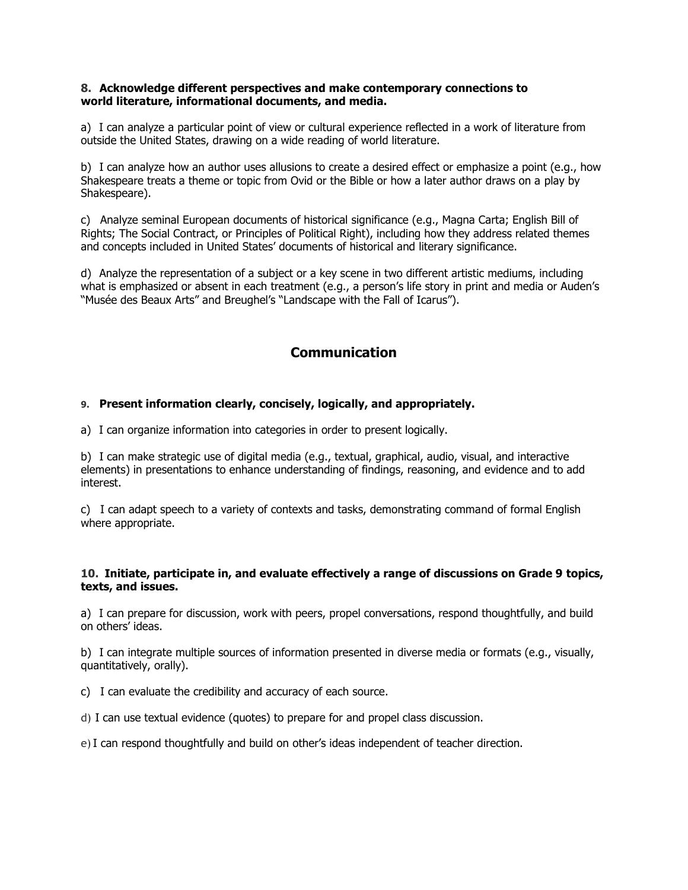**8. Acknowledge different perspectives and make contemporary connections to world literature, informational documents, and media.**

a) I can analyze a particular point of view or cultural experience reflected in a work of literature from outside the United States, drawing on a wide reading of world literature.

b) I can analyze how an author uses allusions to create a desired effect or emphasize a point (e.g., how Shakespeare treats a theme or topic from Ovid or the Bible or how a later author draws on a play by Shakespeare).

c) Analyze seminal European documents of historical significance (e.g., Magna Carta; English Bill of Rights; The Social Contract, or Principles of Political Right), including how they address related themes and concepts included in United States' documents of historical and literary significance.

d) Analyze the representation of a subject or a key scene in two different artistic mediums, including what is emphasized or absent in each treatment (e.g., a person's life story in print and media or Auden's "Musée des Beaux Arts" and Breughel's "Landscape with the Fall of Icarus").

## Communication

**9. Present information clearly, concisely, logically, and appropriately.**

a) I can organize information into categories in order to present logically.

b) I can make strategic use of digital media (e.g., textual, graphical, audio, visual, and interactive elements) in presentations to enhance understanding of findings, reasoning, and evidence and to add interest.

c) I can adapt speech to a variety of contexts and tasks, demonstrating command of formal English where appropriate.

**10. Initiate, participate in, and evaluate effectively a range of discussions on Grade 9 topics, texts, and issues.**

a) I can prepare for discussion, work with peers, propel conversations, respond thoughtfully, and build on others' ideas.

b) I can integrate multiple sources of information presented in diverse media or formats (e.g., visually, quantitatively, orally).

c) I can evaluate the credibility and accuracy of each source.

d) I can use textual evidence (quotes) to prepare for and propel class discussion.

e) I can respond thoughtfully and build on other's ideas independent of teacher direction.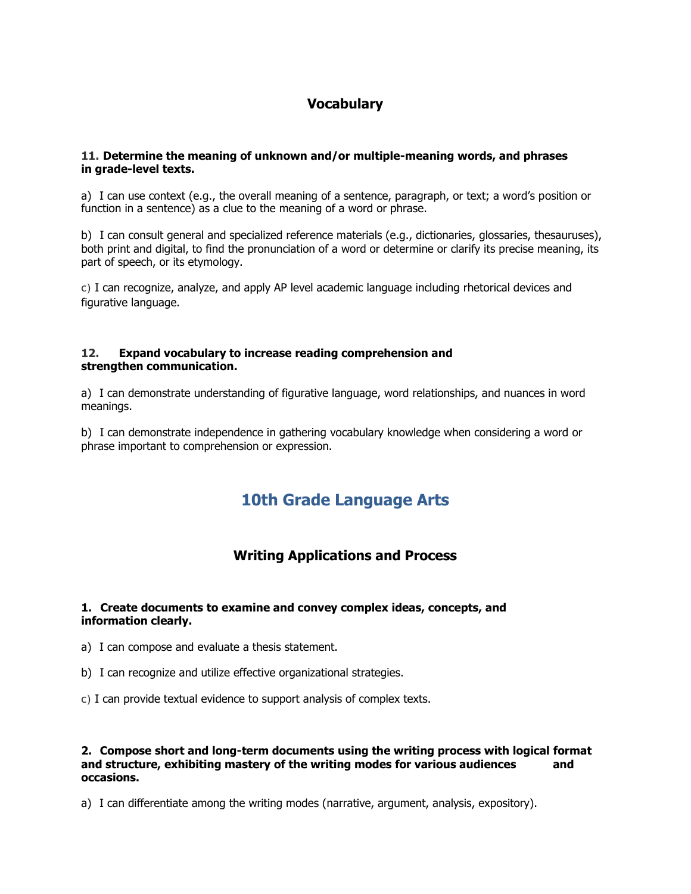## Vocabulary

**11. Determine the meaning of unknown and/or multiple-meaning words, and phrases in grade-level texts.**

a) I can use context (e.g., the overall meaning of a sentence, paragraph, or text; a word's position or function in a sentence) as a clue to the meaning of a word or phrase.

b) I can consult general and specialized reference materials (e.g., dictionaries, glossaries, thesauruses), both print and digital, to find the pronunciation of a word or determine or clarify its precise meaning, its part of speech, or its etymology.

c) I can recognize, analyze, and apply AP level academic language including rhetorical devices and figurative language.

**12. Expand vocabulary to increase reading comprehension and strengthen communication.**

a) I can demonstrate understanding of figurative language, word relationships, and nuances in word meanings.

b) I can demonstrate independence in gathering vocabulary knowledge when considering a word or phrase important to comprehension or expression.

# 10th Grade Language Arts

## Writing Applications and Process

**1. Create documents to examine and convey complex ideas, concepts, and information clearly.**

a) I can compose and evaluate a thesis statement.

b) I can recognize and utilize effective organizational strategies.

c) I can provide textual evidence to support analysis of complex texts.

**2. Compose short and long-term documents using the writing process with logical format and structure, exhibiting mastery of the writing modes for various audiences and occasions.**

a) I can differentiate among the writing modes (narrative, argument, analysis, expository).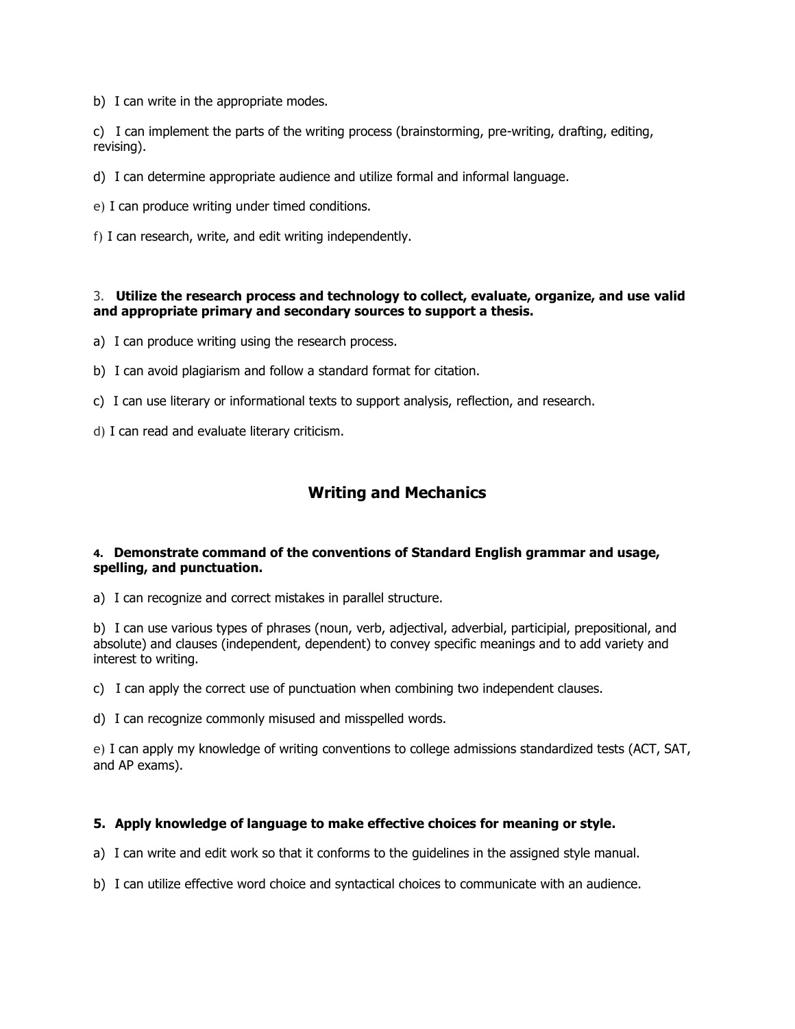b) I can write in the appropriate modes.

c) I can implement the parts of the writing process (brainstorming, pre-writing, drafting, editing, revising).

d) I can determine appropriate audience and utilize formal and informal language.

e) I can produce writing under timed conditions.

f) I can research, write, and edit writing independently.

**3. Utilize the research process and technology to collect, evaluate, organize, and use valid and appropriate primary and secondary sources to support a thesis.**

a) I can produce writing using the research process.

b) I can avoid plagiarism and follow a standard format for citation.

c) I can use literary or informational texts to support analysis, reflection, and research.

d) I can read and evaluate literary criticism.

## Writing and Mechanics

**4. Demonstrate command of the conventions of Standard English grammar and usage, spelling, and punctuation.**

a) I can recognize and correct mistakes in parallel structure.

b) I can use various types of phrases (noun, verb, adjectival, adverbial, participial, prepositional, and absolute) and clauses (independent, dependent) to convey specific meanings and to add variety and interest to writing.

c) I can apply the correct use of punctuation when combining two independent clauses.

d) I can recognize commonly misused and misspelled words.

e) I can apply my knowledge of writing conventions to college admissions standardized tests (ACT, SAT, and AP exams).

**5. Apply knowledge of language to make effective choices for meaning or style.**

a) I can write and edit work so that it conforms to the guidelines in the assigned style manual.

b) I can utilize effective word choice and syntactical choices to communicate with an audience.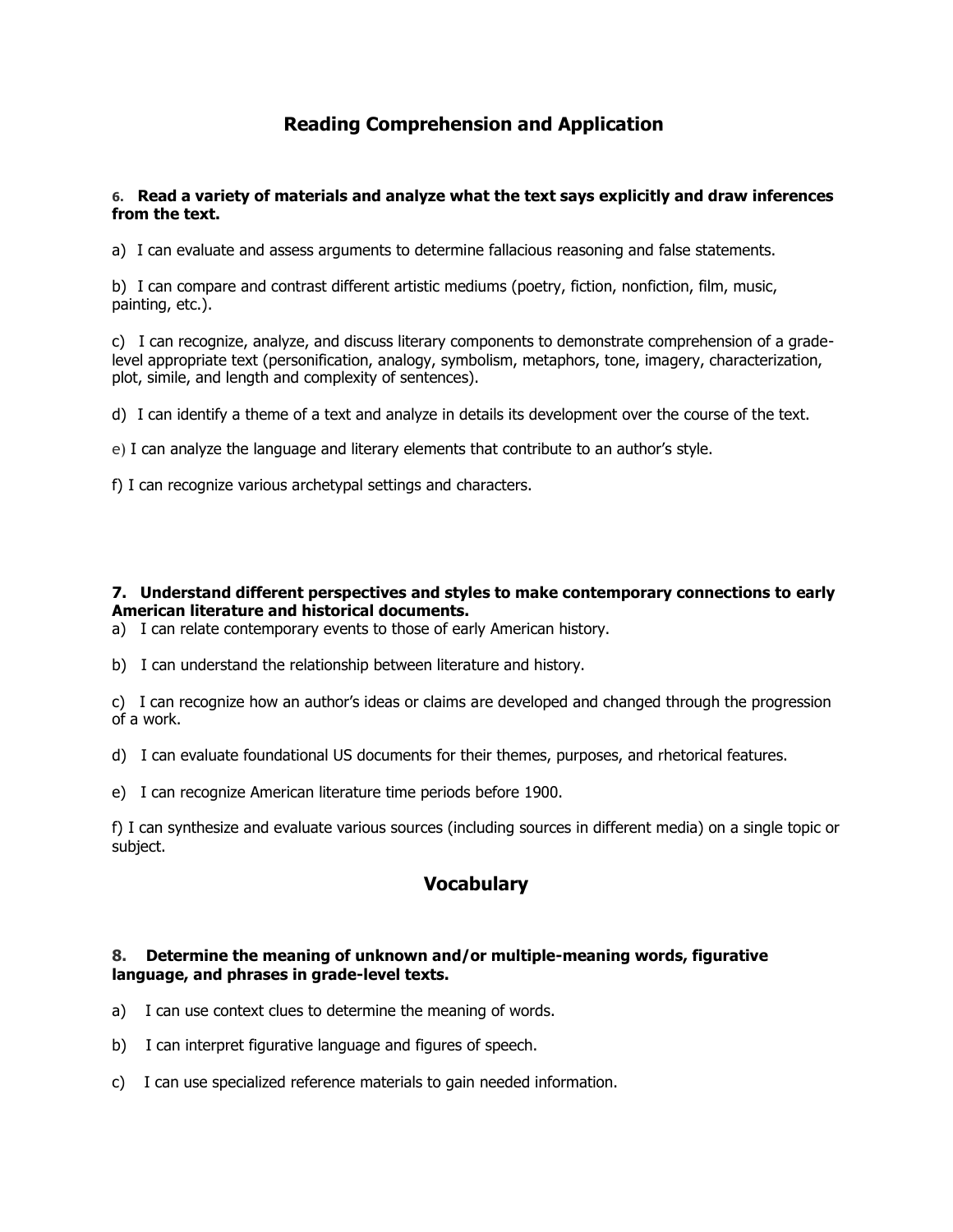## Reading Comprehension and Application

**6. Read a variety of materials and analyze what the text says explicitly and draw inferences from the text.**

a) I can evaluate and assess arguments to determine fallacious reasoning and false statements.

b) I can compare and contrast different artistic mediums (poetry, fiction, nonfiction, film, music, painting, etc.).

c) I can recognize, analyze, and discuss literary components to demonstrate comprehension of a grade-level appropriate text (personification, analogy, symbolism, metaphors, tone, imagery, characterization, plot, simile, and length and complexity of sentences).

d) I can identify a theme of a text and analyze in details its development over the course of the text.

e) I can analyze the language and literary elements that contribute to an author's style.

f) I can recognize various archetypal settings and characters.

**7. Understand different perspectives and styles to make contemporary connections to early American literature and historical documents.**

a) I can relate contemporary events to those of early American history.

b) I can understand the relationship between literature and history.

c) I can recognize how an author's ideas or claims are developed and changed through the progression of a work.

d) I can evaluate foundational US documents for their themes, purposes, and rhetorical features.

e) I can recognize American literature time periods before 1900.

f) I can synthesize and evaluate various sources (including sources in different media) on a single topic or subject.

## Vocabulary

**8. Determine the meaning of unknown and/or multiple-meaning words, figurative language, and phrases in grade-level texts.**

a) I can use context clues to determine the meaning of words.

b) I can interpret figurative language and figures of speech.

c) I can use specialized reference materials to gain needed information.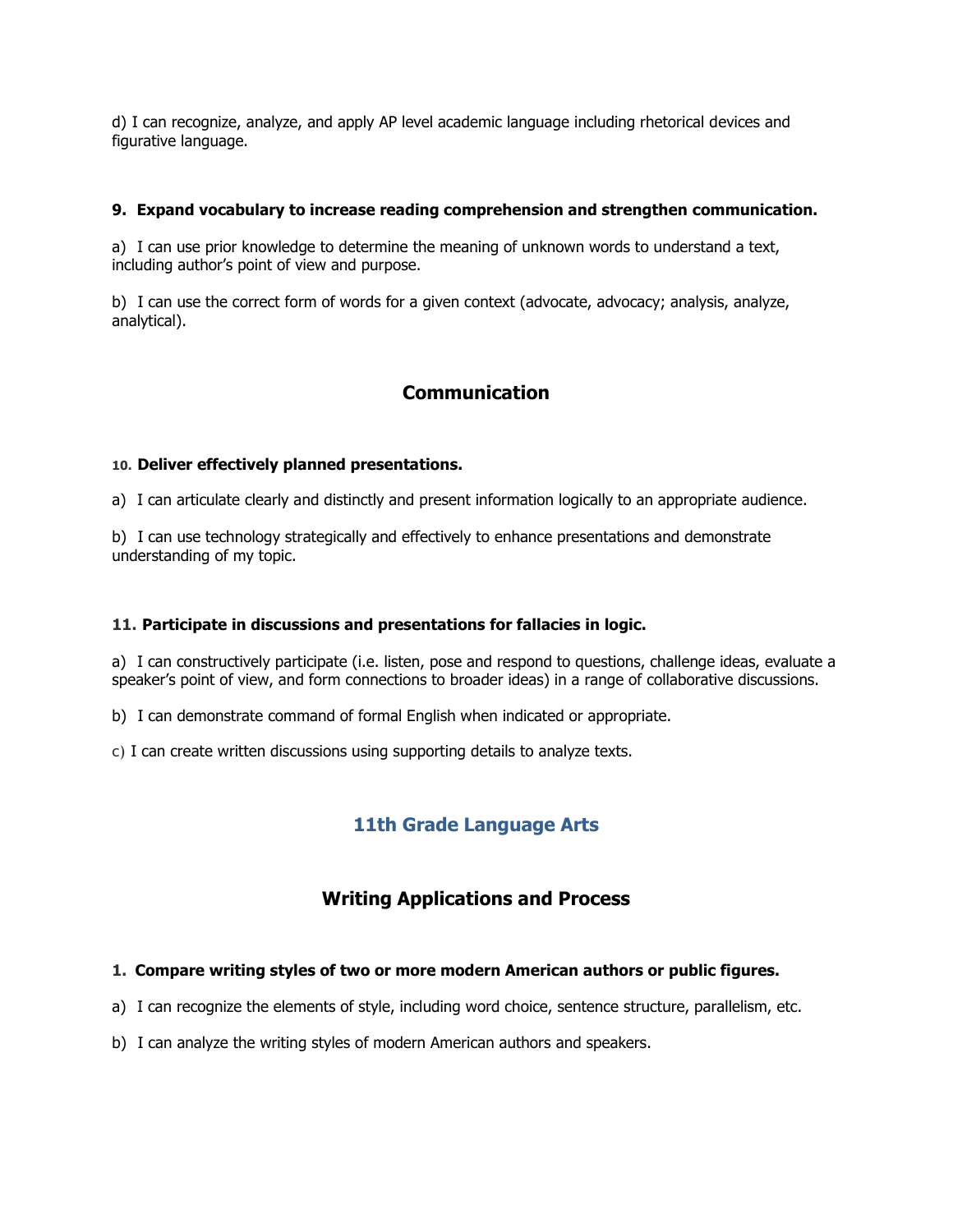d) I can recognize, analyze, and apply AP level academic language including rhetorical devices and figurative language.

**9. Expand vocabulary to increase reading comprehension and strengthen communication.**

a) I can use prior knowledge to determine the meaning of unknown words to understand a text, including author's point of view and purpose.

b) I can use the correct form of words for a given context (advocate, advocacy; analysis, analyze, analytical).

## Communication

**10. Deliver effectively planned presentations.**

a) I can articulate clearly and distinctly and present information logically to an appropriate audience.

b) I can use technology strategically and effectively to enhance presentations and demonstrate understanding of my topic.

**11. Participate in discussions and presentations for fallacies in logic.**

a) I can constructively participate (i.e. listen, pose and respond to questions, challenge ideas, evaluate a speaker's point of view, and form connections to broader ideas) in a range of collaborative discussions.

b) I can demonstrate command of formal English when indicated or appropriate.

c) I can create written discussions using supporting details to analyze texts.

# 11th Grade Language Arts

## Writing Applications and Process

**1. Compare writing styles of two or more modern American authors or public figures.**

a) I can recognize the elements of style, including word choice, sentence structure, parallelism, etc.

b) I can analyze the writing styles of modern American authors and speakers.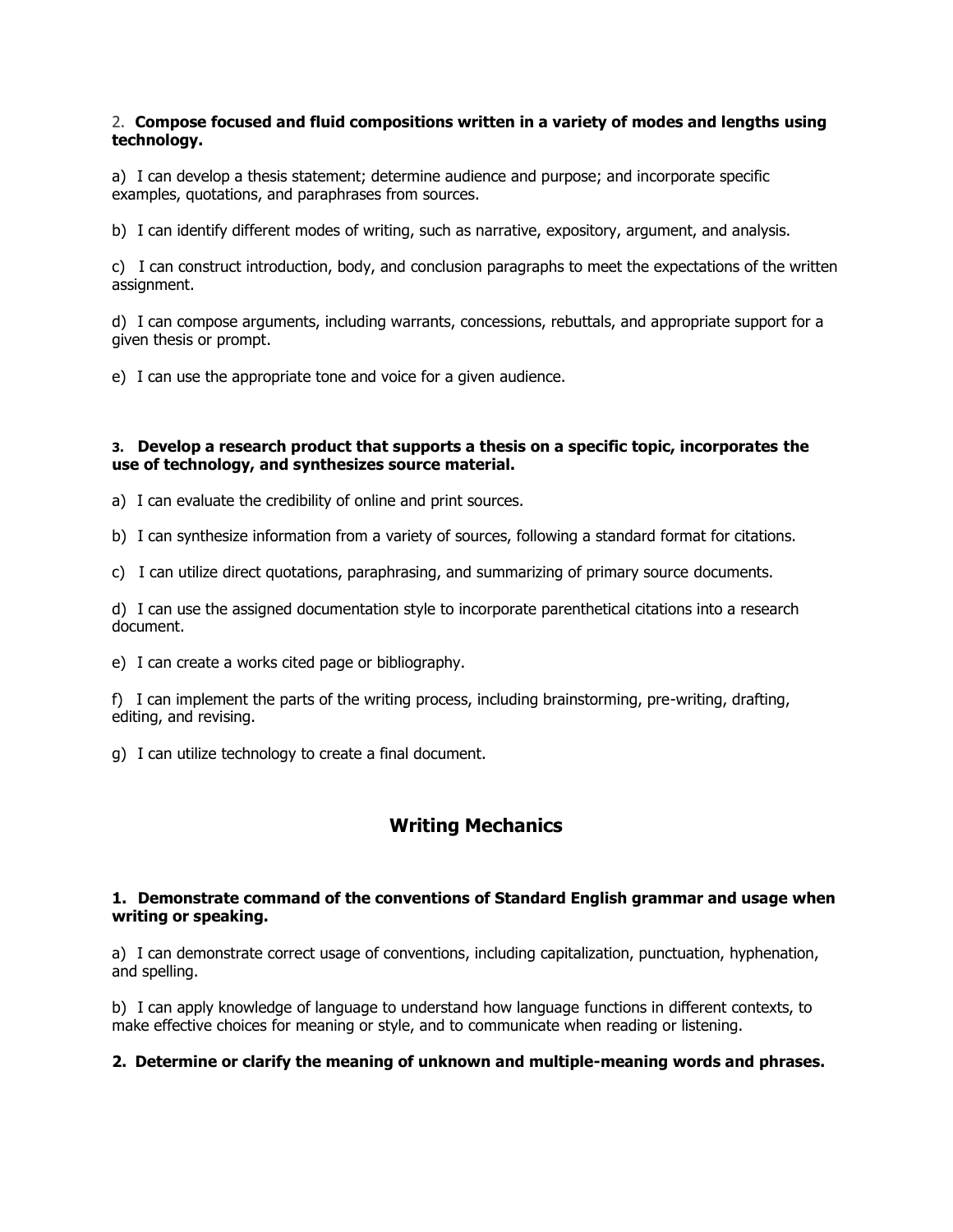2. **Compose focused and fluid compositions written in a variety of modes and lengths using technology.**

a) I can develop a thesis statement; determine audience and purpose; and incorporate specific examples, quotations, and paraphrases from sources.

b) I can identify different modes of writing, such as narrative, expository, argument, and analysis.

c) I can construct introduction, body, and conclusion paragraphs to meet the expectations of the written assignment.

d) I can compose arguments, including warrants, concessions, rebuttals, and appropriate support for a given thesis or prompt.

e) I can use the appropriate tone and voice for a given audience.

3. **Develop a research product that supports a thesis on a specific topic, incorporates the use of technology, and synthesizes source material.**

a) I can evaluate the credibility of online and print sources.

b) I can synthesize information from a variety of sources, following a standard format for citations.

c) I can utilize direct quotations, paraphrasing, and summarizing of primary source documents.

d) I can use the assigned documentation style to incorporate parenthetical citations into a research document.

e) I can create a works cited page or bibliography.

f) I can implement the parts of the writing process, including brainstorming, pre-writing, drafting, editing, and revising.

g) I can utilize technology to create a final document.

## Writing Mechanics

1. **Demonstrate command of the conventions of Standard English grammar and usage when writing or speaking.**

a) I can demonstrate correct usage of conventions, including capitalization, punctuation, hyphenation, and spelling.

b) I can apply knowledge of language to understand how language functions in different contexts, to make effective choices for meaning or style, and to communicate when reading or listening.

2. **Determine or clarify the meaning of unknown and multiple-meaning words and phrases.**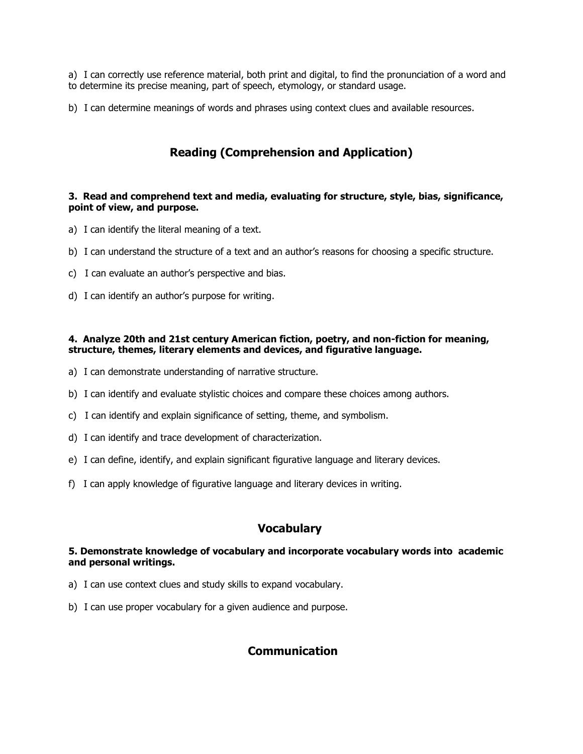a) I can correctly use reference material, both print and digital, to find the pronunciation of a word and to determine its precise meaning, part of speech, etymology, or standard usage.

b) I can determine meanings of words and phrases using context clues and available resources.

## Reading (Comprehension and Application)

**3. Read and comprehend text and media, evaluating for structure, style, bias, significance, point of view, and purpose.**

a) I can identify the literal meaning of a text.

b) I can understand the structure of a text and an author's reasons for choosing a specific structure.

c) I can evaluate an author's perspective and bias.

d) I can identify an author's purpose for writing.

**4. Analyze 20th and 21st century American fiction, poetry, and non-fiction for meaning, structure, themes, literary elements and devices, and figurative language.**

a) I can demonstrate understanding of narrative structure.

b) I can identify and evaluate stylistic choices and compare these choices among authors.

c) I can identify and explain significance of setting, theme, and symbolism.

d) I can identify and trace development of characterization.

e) I can define, identify, and explain significant figurative language and literary devices.

f) I can apply knowledge of figurative language and literary devices in writing.

## Vocabulary

**5. Demonstrate knowledge of vocabulary and incorporate vocabulary words into academic and personal writings.**

a) I can use context clues and study skills to expand vocabulary.

b) I can use proper vocabulary for a given audience and purpose.

## Communication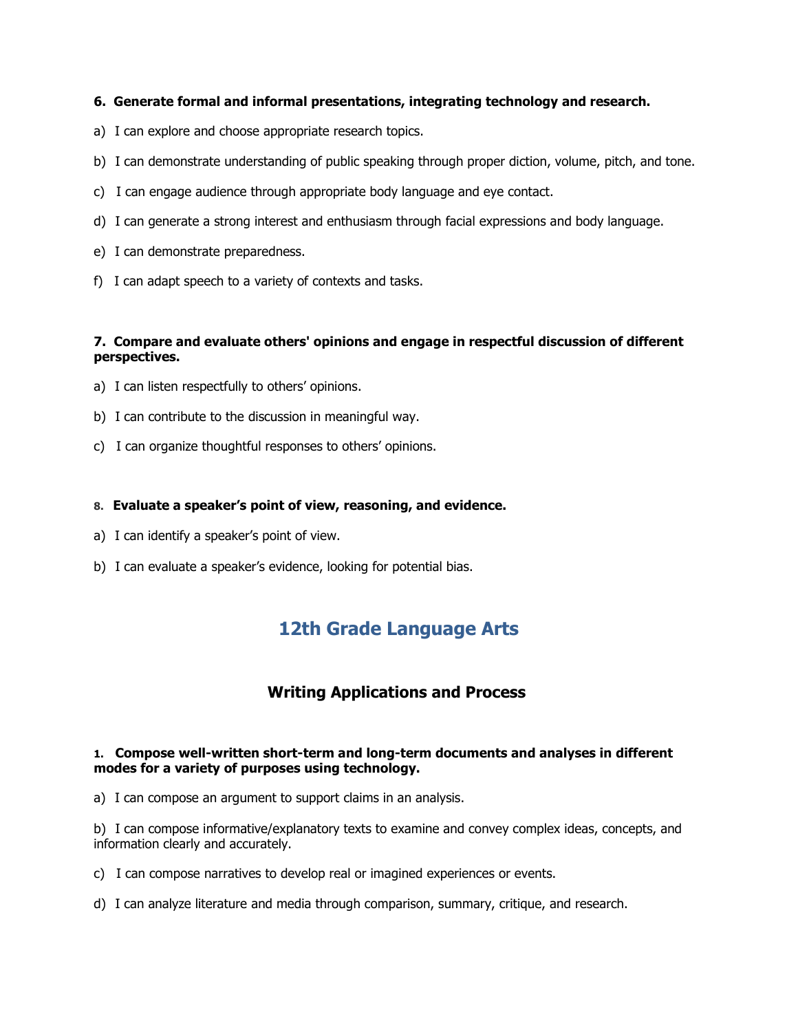**6. Generate formal and informal presentations, integrating technology and research.**

a) I can explore and choose appropriate research topics.

b) I can demonstrate understanding of public speaking through proper diction, volume, pitch, and tone.

c) I can engage audience through appropriate body language and eye contact.

d) I can generate a strong interest and enthusiasm through facial expressions and body language.

e) I can demonstrate preparedness.

f) I can adapt speech to a variety of contexts and tasks.

**7. Compare and evaluate others' opinions and engage in respectful discussion of different perspectives.**

a) I can listen respectfully to others' opinions.

b) I can contribute to the discussion in meaningful way.

c) I can organize thoughtful responses to others' opinions.

**8. Evaluate a speaker's point of view, reasoning, and evidence.**

a) I can identify a speaker's point of view.

b) I can evaluate a speaker's evidence, looking for potential bias.

# 12th Grade Language Arts

## Writing Applications and Process

**1. Compose well-written short-term and long-term documents and analyses in different modes for a variety of purposes using technology.**

a) I can compose an argument to support claims in an analysis.

b) I can compose informative/explanatory texts to examine and convey complex ideas, concepts, and information clearly and accurately.

c) I can compose narratives to develop real or imagined experiences or events.

d) I can analyze literature and media through comparison, summary, critique, and research.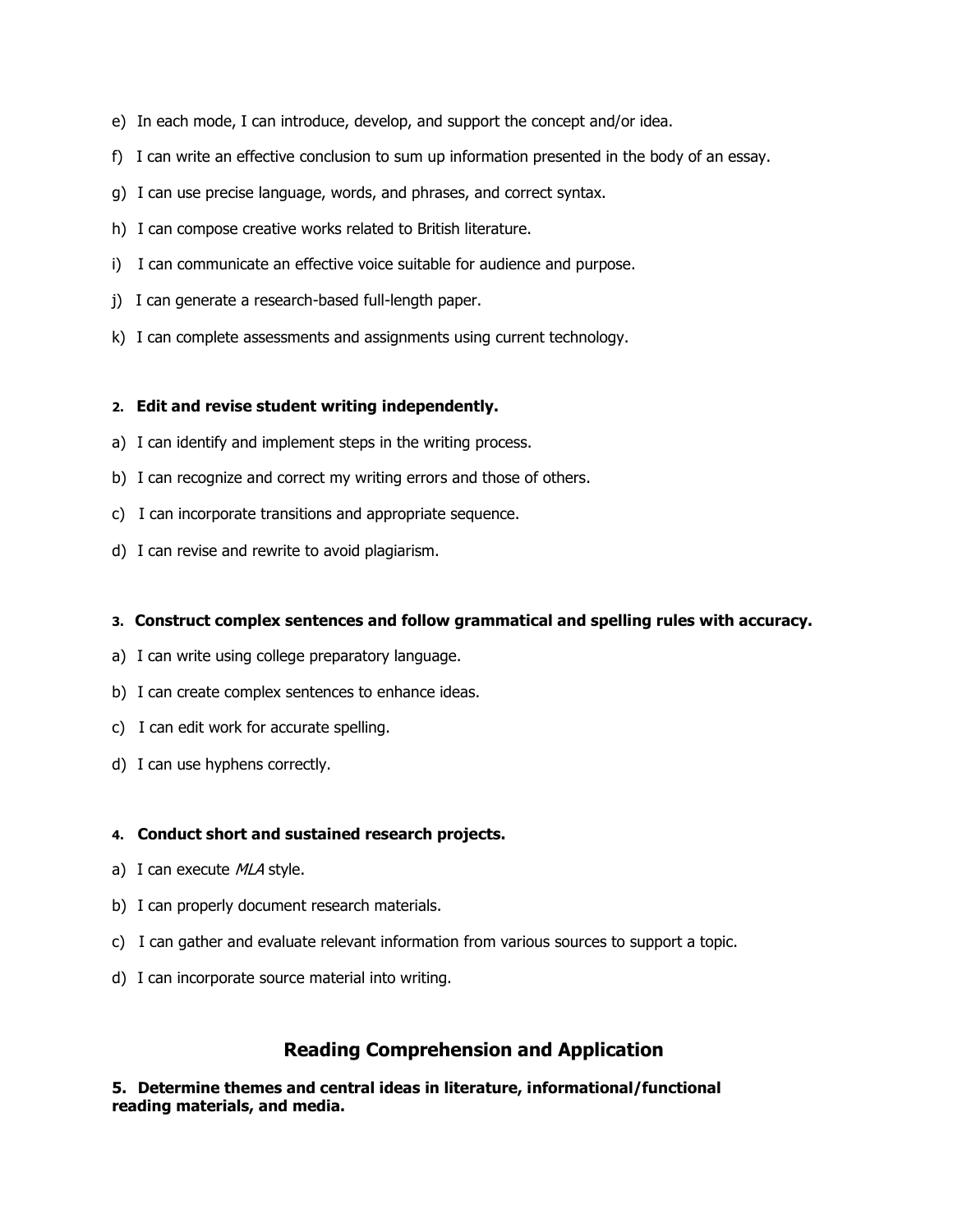e) In each mode, I can introduce, develop, and support the concept and/or idea.

f) I can write an effective conclusion to sum up information presented in the body of an essay.

g) I can use precise language, words, and phrases, and correct syntax.

h) I can compose creative works related to British literature.

i) I can communicate an effective voice suitable for audience and purpose.

j) I can generate a research-based full-length paper.

k) I can complete assessments and assignments using current technology.

**2. Edit and revise student writing independently.**

a) I can identify and implement steps in the writing process.

b) I can recognize and correct my writing errors and those of others.

c) I can incorporate transitions and appropriate sequence.

d) I can revise and rewrite to avoid plagiarism.

**3. Construct complex sentences and follow grammatical and spelling rules with accuracy.**

a) I can write using college preparatory language.

b) I can create complex sentences to enhance ideas.

c) I can edit work for accurate spelling.

d) I can use hyphens correctly.

**4. Conduct short and sustained research projects.**

a) I can execute *MLA* style.

b) I can properly document research materials.

c) I can gather and evaluate relevant information from various sources to support a topic.

d) I can incorporate source material into writing.

## Reading Comprehension and Application

**5. Determine themes and central ideas in literature, informational/functional reading materials, and media.**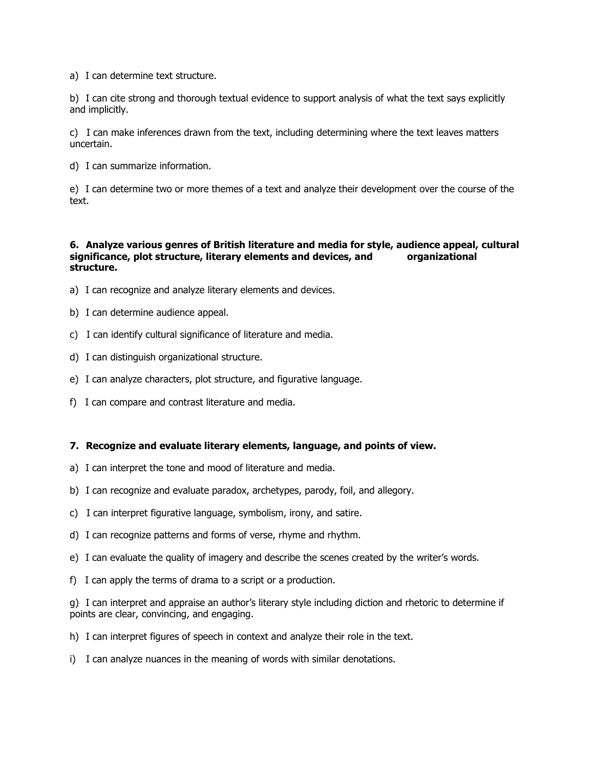a) I can determine text structure.

b) I can cite strong and thorough textual evidence to support analysis of what the text says explicitly and implicitly.

c) I can make inferences drawn from the text, including determining where the text leaves matters uncertain.

d) I can summarize information.

e) I can determine two or more themes of a text and analyze their development over the course of the text.

**6. Analyze various genres of British literature and media for style, audience appeal, cultural significance, plot structure, literary elements and devices, and organizational structure.**

a) I can recognize and analyze literary elements and devices.

b) I can determine audience appeal.

c) I can identify cultural significance of literature and media.

d) I can distinguish organizational structure.

e) I can analyze characters, plot structure, and figurative language.

f) I can compare and contrast literature and media.

**7. Recognize and evaluate literary elements, language, and points of view.**

a) I can interpret the tone and mood of literature and media.

b) I can recognize and evaluate paradox, archetypes, parody, foil, and allegory.

c) I can interpret figurative language, symbolism, irony, and satire.

d) I can recognize patterns and forms of verse, rhyme and rhythm.

e) I can evaluate the quality of imagery and describe the scenes created by the writer's words.

f) I can apply the terms of drama to a script or a production.

g) I can interpret and appraise an author's literary style including diction and rhetoric to determine if points are clear, convincing, and engaging.

h) I can interpret figures of speech in context and analyze their role in the text.

i) I can analyze nuances in the meaning of words with similar denotations.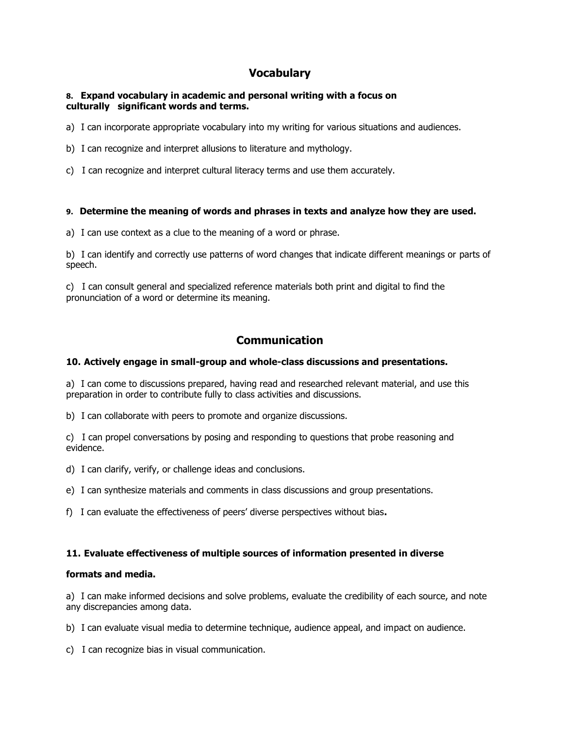## Vocabulary

**8. Expand vocabulary in academic and personal writing with a focus on culturally significant words and terms.**

a) I can incorporate appropriate vocabulary into my writing for various situations and audiences.

b) I can recognize and interpret allusions to literature and mythology.

c) I can recognize and interpret cultural literacy terms and use them accurately.

**9. Determine the meaning of words and phrases in texts and analyze how they are used.**

a) I can use context as a clue to the meaning of a word or phrase.

b) I can identify and correctly use patterns of word changes that indicate different meanings or parts of speech.

c) I can consult general and specialized reference materials both print and digital to find the pronunciation of a word or determine its meaning.

## Communication

**10. Actively engage in small-group and whole-class discussions and presentations.**

a) I can come to discussions prepared, having read and researched relevant material, and use this preparation in order to contribute fully to class activities and discussions.

b) I can collaborate with peers to promote and organize discussions.

c) I can propel conversations by posing and responding to questions that probe reasoning and evidence.

d) I can clarify, verify, or challenge ideas and conclusions.

e) I can synthesize materials and comments in class discussions and group presentations.

f) I can evaluate the effectiveness of peers' diverse perspectives without bias**.**

**11. Evaluate effectiveness of multiple sources of information presented in diverse formats and media.**

a) I can make informed decisions and solve problems, evaluate the credibility of each source, and note any discrepancies among data.

b) I can evaluate visual media to determine technique, audience appeal, and impact on audience.

c) I can recognize bias in visual communication.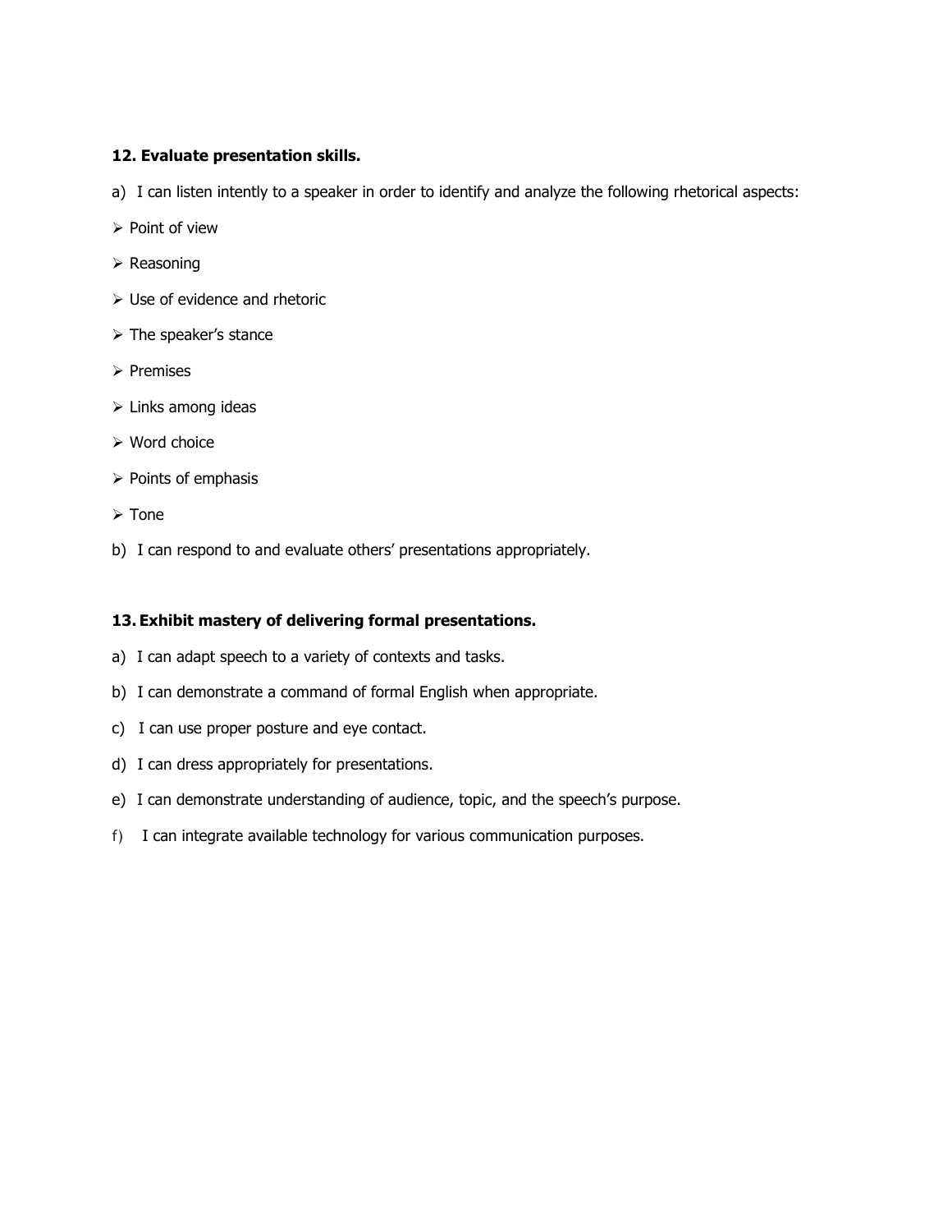**12. Evaluate presentation skills.**

a) I can listen intently to a speaker in order to identify and analyze the following rhetorical aspects:

- Point of view
- Reasoning
- Use of evidence and rhetoric
- The speaker's stance
- Premises
- Links among ideas
- Word choice
- Points of emphasis
- Tone

b) I can respond to and evaluate others' presentations appropriately.

**13. Exhibit mastery of delivering formal presentations.**

a) I can adapt speech to a variety of contexts and tasks.

b) I can demonstrate a command of formal English when appropriate.

c) I can use proper posture and eye contact.

d) I can dress appropriately for presentations.

e) I can demonstrate understanding of audience, topic, and the speech's purpose.

f) I can integrate available technology for various communication purposes.